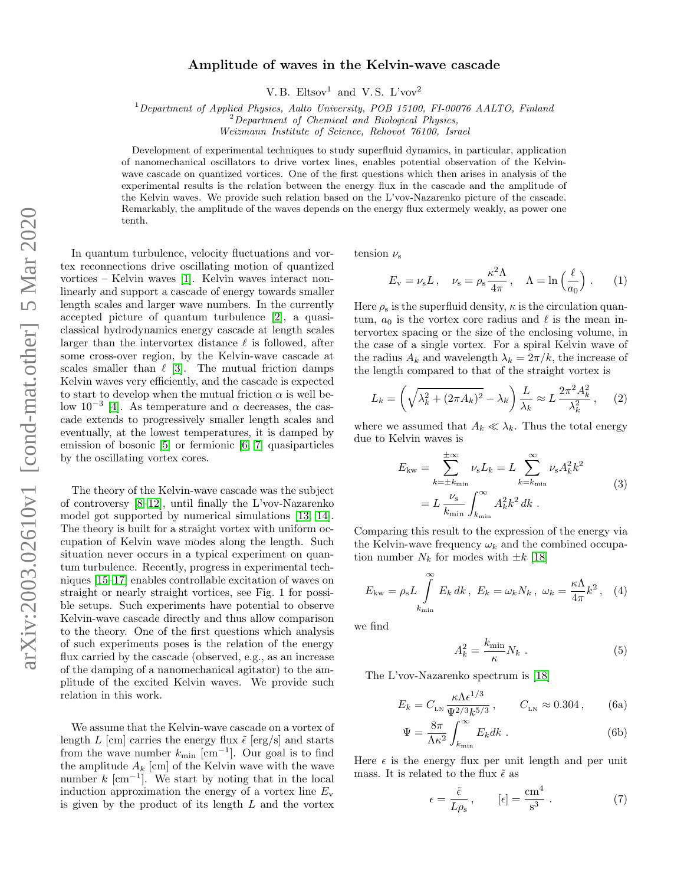# Amplitude of waves in the Kelvin-wave cascade

V.B. Eltsov[1] and V.S. L'vov[2]

[1]*Department of Applied Physics, Aalto University, POB 15100, FI-00076 AALTO, Finland*
[2]*Department of Chemical and Biological Physics, Weizmann Institute of Science, Rehovot 76100, Israel*

Development of experimental techniques to study superfluid dynamics, in particular, application of nanomechanical oscillators to drive vortex lines, enables potential observation of the Kelvin-wave cascade on quantized vortices. One of the first questions which then arises in analysis of the experimental results is the relation between the energy flux in the cascade and the amplitude of the Kelvin waves. We provide such relation based on the L'vov-Nazarenko picture of the cascade. Remarkably, the amplitude of the waves depends on the energy flux extermely weakly, as power one tenth.

In quantum turbulence, velocity fluctuations and vortex reconnections drive oscillating motion of quantized vortices – Kelvin waves [1]. Kelvin waves interact nonlinearly and support a cascade of energy towards smaller length scales and larger wave numbers. In the currently accepted picture of quantum turbulence [2], a quasi-classical hydrodynamics energy cascade at length scales larger than the intervortex distance $\ell$ is followed, after some cross-over region, by the Kelvin-wave cascade at scales smaller than $\ell$ [3]. The mutual friction damps Kelvin waves very efficiently, and the cascade is expected to start to develop when the mutual friction $\alpha$ is well below $10^{-3}$ [4]. As temperature and $\alpha$ decreases, the cascade extends to progressively smaller length scales and eventually, at the lowest temperatures, it is damped by emission of bosonic [5] or fermionic [6, 7] quasiparticles by the oscillating vortex cores.

The theory of the Kelvin-wave cascade was the subject of controversy [8–12], until finally the L'vov-Nazarenko model got supported by numerical simulations [13, 14]. The theory is built for a straight vortex with uniform occupation of Kelvin wave modes along the length. Such situation never occurs in a typical experiment on quantum turbulence. Recently, progress in experimental techniques [15–17] enables controllable excitation of waves on straight or nearly straight vortices, see Fig. 1 for possible setups. Such experiments have potential to observe Kelvin-wave cascade directly and thus allow comparison to the theory. One of the first questions which analysis of such experiments poses is the relation of the energy flux carried by the cascade (observed, e.g., as an increase of the damping of a nanomechanical agitator) to the amplitude of the excited Kelvin waves. We provide such relation in this work.

We assume that the Kelvin-wave cascade on a vortex of length $L$ [cm] carries the energy flux $\tilde{\epsilon}$ [erg/s] and starts from the wave number $k_{\rm min}$ [cm$^{-1}$]. Our goal is to find the amplitude $A_k$ [cm] of the Kelvin wave with the wave number $k$ [cm$^{-1}$]. We start by noting that in the local induction approximation the energy of a vortex line $E_{\rm v}$ is given by the product of its length $L$ and the vortex tension $\nu_{\rm s}$

$$E_{\rm v} = \nu_{\rm s} L\,, \quad \nu_{\rm s} = \rho_{\rm s}\frac{\kappa^2 \Lambda}{4\pi}\,, \quad \Lambda = \ln\left(\frac{\ell}{a_0}\right)\,. \tag{1}$$

Here $\rho_{\rm s}$ is the superfluid density, $\kappa$ is the circulation quantum, $a_0$ is the vortex core radius and $\ell$ is the mean intervortex spacing or the size of the enclosing volume, in the case of a single vortex. For a spiral Kelvin wave of the radius $A_k$ and wavelength $\lambda_k = 2\pi/k$, the increase of the length compared to that of the straight vortex is

$$L_k = \left(\sqrt{\lambda_k^2 + (2\pi A_k)^2} - \lambda_k\right)\frac{L}{\lambda_k} \approx L\,\frac{2\pi^2 A_k^2}{\lambda_k^2}\,, \tag{2}$$

where we assumed that $A_k \ll \lambda_k$. Thus the total energy due to Kelvin waves is

$$\begin{aligned} E_{\rm kw} &= \sum_{k=\pm k_{\rm min}}^{\pm\infty} \nu_{\rm s} L_k = L \sum_{k=k_{\rm min}}^{\infty} \nu_{\rm s} A_k^2 k^2 \\ &= L\,\frac{\nu_{\rm s}}{k_{\rm min}} \int_{k_{\rm min}}^{\infty} A_k^2 k^2\, dk\,. \end{aligned} \tag{3}$$

Comparing this result to the expression of the energy via the Kelvin-wave frequency $\omega_k$ and the combined occupation number $N_k$ for modes with $\pm k$ [18]

$$E_{\rm kw} = \rho_{\rm s} L \int_{k_{\rm min}}^{\infty} E_k\, dk\,,\ E_k = \omega_k N_k\,,\ \omega_k = \frac{\kappa\Lambda}{4\pi}k^2\,, \tag{4}$$

we find

$$A_k^2 = \frac{k_{\rm min}}{\kappa} N_k\,. \tag{5}$$

The L'vov-Nazarenko spectrum is [18]

$$E_k = C_{\rm LN}\,\frac{\kappa\Lambda\epsilon^{1/3}}{\Psi^{2/3}k^{5/3}}\,, \qquad C_{\rm LN} \approx 0.304\,, \tag{6a}$$

$$\Psi = \frac{8\pi}{\Lambda\kappa^2}\int_{k_{\rm min}}^{\infty} E_k dk\,. \tag{6b}$$

Here $\epsilon$ is the energy flux per unit length and per unit mass. It is related to the flux $\tilde{\epsilon}$ as

$$\epsilon = \frac{\tilde{\epsilon}}{L\rho_{\rm s}}\,, \qquad [\epsilon] = \frac{\rm cm^4}{\rm s^3}\,. \tag{7}$$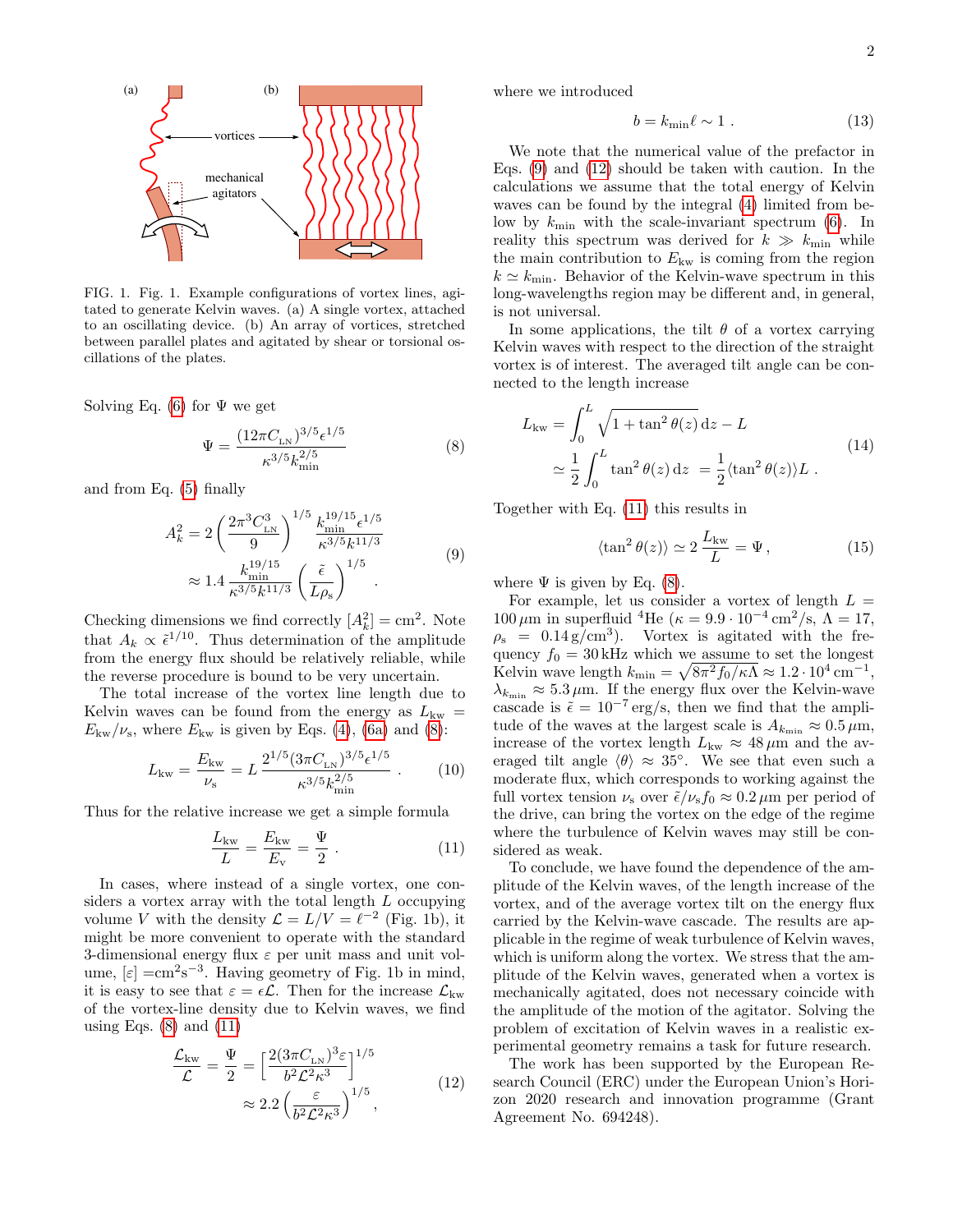FIG. 1. Fig. 1. Example configurations of vortex lines, agitated to generate Kelvin waves. (a) A single vortex, attached to an oscillating device. (b) An array of vortices, stretched between parallel plates and agitated by shear or torsional oscillations of the plates.

Solving Eq. (6) for $\Psi$ we get

$$\Psi = \frac{(12\pi C_{\rm LN})^{3/5}\epsilon^{1/5}}{\kappa^{3/5}k_{\rm min}^{2/5}} \tag{8}$$

and from Eq. (5) finally

$$\begin{aligned} A_k^2 &= 2\left(\frac{2\pi^3 C_{\rm LN}^3}{9}\right)^{1/5} \frac{k_{\rm min}^{19/15}\epsilon^{1/5}}{\kappa^{3/5}k^{11/3}} \\ &\approx 1.4\,\frac{k_{\rm min}^{19/15}}{\kappa^{3/5}k^{11/3}}\left(\frac{\tilde{\epsilon}}{L\rho_{\rm s}}\right)^{1/5} . \end{aligned} \tag{9}$$

Checking dimensions we find correctly $[A_k^2] = {\rm cm}^2$. Note that $A_k \propto \tilde{\epsilon}^{1/10}$. Thus determination of the amplitude from the energy flux should be relatively reliable, while the reverse procedure is bound to be very uncertain.

The total increase of the vortex line length due to Kelvin waves can be found from the energy as $L_{\rm kw} = E_{\rm kw}/\nu_{\rm s}$, where $E_{\rm kw}$ is given by Eqs. (4), (6a) and (8):

$$L_{\rm kw} = \frac{E_{\rm kw}}{\nu_{\rm s}} = L\,\frac{2^{1/5}(3\pi C_{\rm LN})^{3/5}\epsilon^{1/5}}{\kappa^{3/5}k_{\rm min}^{2/5}} . \tag{10}$$

Thus for the relative increase we get a simple formula

$$\frac{L_{\rm kw}}{L} = \frac{E_{\rm kw}}{E_{\rm v}} = \frac{\Psi}{2} . \tag{11}$$

In cases, where instead of a single vortex, one considers a vortex array with the total length $L$ occupying volume $V$ with the density $\mathcal{L} = L/V = \ell^{-2}$ (Fig. 1b), it might be more convenient to operate with the standard 3-dimensional energy flux $\varepsilon$ per unit mass and unit volume, $[\varepsilon] = {\rm cm}^2{\rm s}^{-3}$. Having geometry of Fig. 1b in mind, it is easy to see that $\varepsilon = \epsilon\mathcal{L}$. Then for the increase $\mathcal{L}_{\rm kw}$ of the vortex-line density due to Kelvin waves, we find using Eqs. (8) and (11)

$$\begin{aligned} \frac{\mathcal{L}_{\rm kw}}{\mathcal{L}} &= \frac{\Psi}{2} = \Big[\frac{2(3\pi C_{\rm LN})^3\varepsilon}{b^2\mathcal{L}^2\kappa^3}\Big]^{1/5} \\ &\approx 2.2\left(\frac{\varepsilon}{b^2\mathcal{L}^2\kappa^3}\right)^{1/5} , \end{aligned} \tag{12}$$

where we introduced

$$b = k_{\rm min}\ell \sim 1 . \tag{13}$$

We note that the numerical value of the prefactor in Eqs. (9) and (12) should be taken with caution. In the calculations we assume that the total energy of Kelvin waves can be found by the integral (4) limited from below by $k_{\rm min}$ with the scale-invariant spectrum (6). In reality this spectrum was derived for $k \gg k_{\rm min}$ while the main contribution to $E_{\rm kw}$ is coming from the region $k \simeq k_{\rm min}$. Behavior of the Kelvin-wave spectrum in this long-wavelengths region may be different and, in general, is not universal.

In some applications, the tilt $\theta$ of a vortex carrying Kelvin waves with respect to the direction of the straight vortex is of interest. The averaged tilt angle can be connected to the length increase

$$\begin{aligned} L_{\rm kw} &= \int_0^L \sqrt{1+\tan^2\theta(z)}\,{\rm d}z - L \\ &\simeq \frac{1}{2}\int_0^L \tan^2\theta(z)\,{\rm d}z \;= \frac{1}{2}\langle\tan^2\theta(z)\rangle L . \end{aligned} \tag{14}$$

Together with Eq. (11) this results in

$$\langle\tan^2\theta(z)\rangle \simeq 2\,\frac{L_{\rm kw}}{L} = \Psi , \tag{15}$$

where $\Psi$ is given by Eq. (8).

For example, let us consider a vortex of length $L = 100\,\mu$m in superfluid $^4$He ($\kappa = 9.9\cdot 10^{-4}\,{\rm cm}^2/{\rm s}$, $\Lambda = 17$, $\rho_{\rm s} = 0.14\,{\rm g/cm}^3$). Vortex is agitated with the frequency $f_0 = 30\,$kHz which we assume to set the longest Kelvin wave length $k_{\rm min} = \sqrt{8\pi^2 f_0/\kappa\Lambda} \approx 1.2\cdot 10^4\,{\rm cm}^{-1}$, $\lambda_{k_{\rm min}} \approx 5.3\,\mu$m. If the energy flux over the Kelvin-wave cascade is $\tilde{\epsilon} = 10^{-7}\,$erg/s, then we find that the amplitude of the waves at the largest scale is $A_{k_{\rm min}} \approx 0.5\,\mu$m, increase of the vortex length $L_{\rm kw} \approx 48\,\mu$m and the averaged tilt angle $\langle\theta\rangle \approx 35^\circ$. We see that even such a moderate flux, which corresponds to working against the full vortex tension $\nu_{\rm s}$ over $\tilde{\epsilon}/\nu_{\rm s} f_0 \approx 0.2\,\mu$m per period of the drive, can bring the vortex on the edge of the regime where the turbulence of Kelvin waves may still be considered as weak.

To conclude, we have found the dependence of the amplitude of the Kelvin waves, of the length increase of the vortex, and of the average vortex tilt on the energy flux carried by the Kelvin-wave cascade. The results are applicable in the regime of weak turbulence of Kelvin waves, which is uniform along the vortex. We stress that the amplitude of the Kelvin waves, generated when a vortex is mechanically agitated, does not necessary coincide with the amplitude of the motion of the agitator. Solving the problem of excitation of Kelvin waves in a realistic experimental geometry remains a task for future research.

The work has been supported by the European Research Council (ERC) under the European Union's Horizon 2020 research and innovation programme (Grant Agreement No. 694248).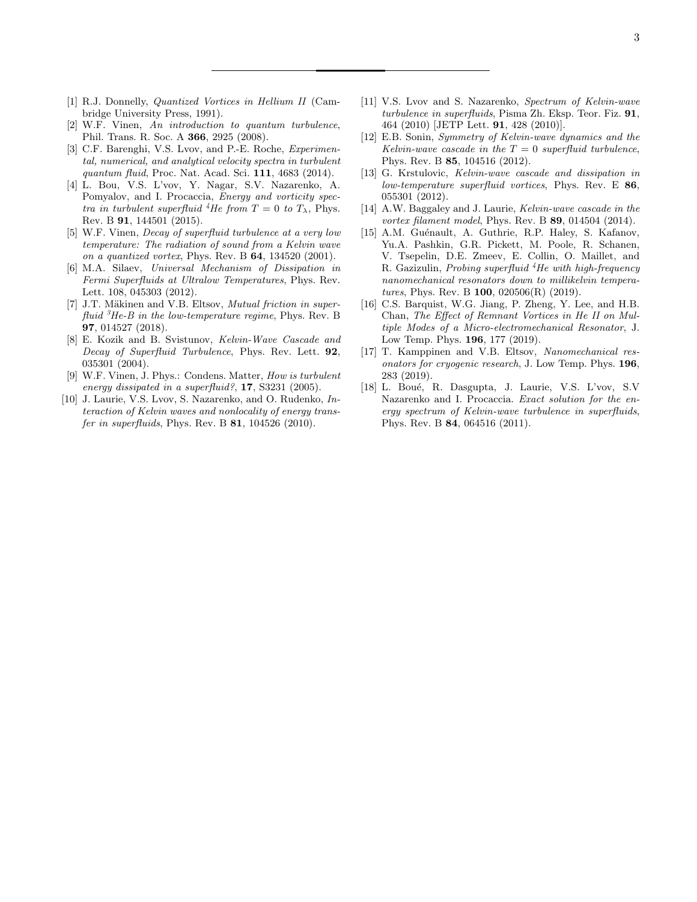[1] R.J. Donnelly, *Quantized Vortices in Hellium II* (Cambridge University Press, 1991).

[2] W.F. Vinen, *An introduction to quantum turbulence*, Phil. Trans. R. Soc. A **366**, 2925 (2008).

[3] C.F. Barenghi, V.S. Lvov, and P.-E. Roche, *Experimental, numerical, and analytical velocity spectra in turbulent quantum fluid*, Proc. Nat. Acad. Sci. **111**, 4683 (2014).

[4] L. Bou, V.S. L'vov, Y. Nagar, S.V. Nazarenko, A. Pomyalov, and I. Procaccia, *Energy and vorticity spectra in turbulent superfluid $^4$He from $T = 0$ to $T_\lambda$*, Phys. Rev. B **91**, 144501 (2015).

[5] W.F. Vinen, *Decay of superfluid turbulence at a very low temperature: The radiation of sound from a Kelvin wave on a quantized vortex*, Phys. Rev. B **64**, 134520 (2001).

[6] M.A. Silaev, *Universal Mechanism of Dissipation in Fermi Superfluids at Ultralow Temperatures*, Phys. Rev. Lett. 108, 045303 (2012).

[7] J.T. Mäkinen and V.B. Eltsov, *Mutual friction in superfluid $^3$He-B in the low-temperature regime*, Phys. Rev. B **97**, 014527 (2018).

[8] E. Kozik and B. Svistunov, *Kelvin-Wave Cascade and Decay of Superfluid Turbulence*, Phys. Rev. Lett. **92**, 035301 (2004).

[9] W.F. Vinen, J. Phys.: Condens. Matter, *How is turbulent energy dissipated in a superfluid?*, **17**, S3231 (2005).

[10] J. Laurie, V.S. Lvov, S. Nazarenko, and O. Rudenko, *Interaction of Kelvin waves and nonlocality of energy transfer in superfluids*, Phys. Rev. B **81**, 104526 (2010).

[11] V.S. Lvov and S. Nazarenko, *Spectrum of Kelvin-wave turbulence in superfluids*, Pisma Zh. Eksp. Teor. Fiz. **91**, 464 (2010) [JETP Lett. **91**, 428 (2010)].

[12] E.B. Sonin, *Symmetry of Kelvin-wave dynamics and the Kelvin-wave cascade in the $T = 0$ superfluid turbulence*, Phys. Rev. B **85**, 104516 (2012).

[13] G. Krstulovic, *Kelvin-wave cascade and dissipation in low-temperature superfluid vortices*, Phys. Rev. E **86**, 055301 (2012).

[14] A.W. Baggaley and J. Laurie, *Kelvin-wave cascade in the vortex filament model*, Phys. Rev. B **89**, 014504 (2014).

[15] A.M. Guénault, A. Guthrie, R.P. Haley, S. Kafanov, Yu.A. Pashkin, G.R. Pickett, M. Poole, R. Schanen, V. Tsepelin, D.E. Zmeev, E. Collin, O. Maillet, and R. Gazizulin, *Probing superfluid $^4$He with high-frequency nanomechanical resonators down to millikelvin temperatures*, Phys. Rev. B **100**, 020506(R) (2019).

[16] C.S. Barquist, W.G. Jiang, P. Zheng, Y. Lee, and H.B. Chan, *The Effect of Remnant Vortices in He II on Multiple Modes of a Micro-electromechanical Resonator*, J. Low Temp. Phys. **196**, 177 (2019).

[17] T. Kamppinen and V.B. Eltsov, *Nanomechanical resonators for cryogenic research*, J. Low Temp. Phys. **196**, 283 (2019).

[18] L. Boué, R. Dasgupta, J. Laurie, V.S. L'vov, S.V Nazarenko and I. Procaccia. *Exact solution for the energy spectrum of Kelvin-wave turbulence in superfluids*, Phys. Rev. B **84**, 064516 (2011).